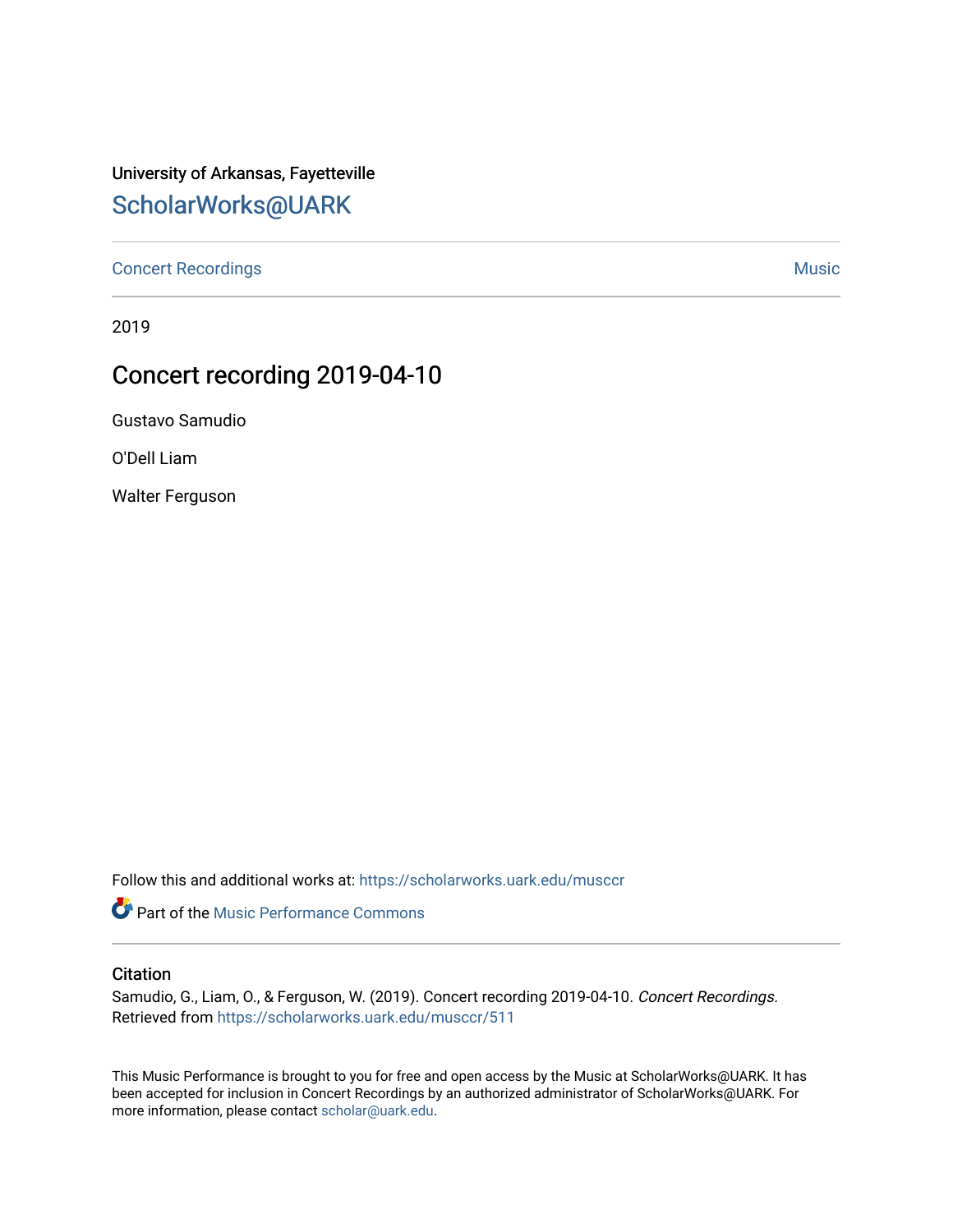University of Arkansas, Fayetteville

# ScholarWorks@UARK

Concert Recordings

Music

2019

## Concert recording 2019-04-10

Gustavo Samudio

O'Dell Liam

Walter Ferguson

Follow this and additional works at: https://scholarworks.uark.edu/musccr

Part of the Music Performance Commons

### Citation

Samudio, G., Liam, O., & Ferguson, W. (2019). Concert recording 2019-04-10. *Concert Recordings*. Retrieved from https://scholarworks.uark.edu/musccr/511

This Music Performance is brought to you for free and open access by the Music at ScholarWorks@UARK. It has been accepted for inclusion in Concert Recordings by an authorized administrator of ScholarWorks@UARK. For more information, please contact scholar@uark.edu.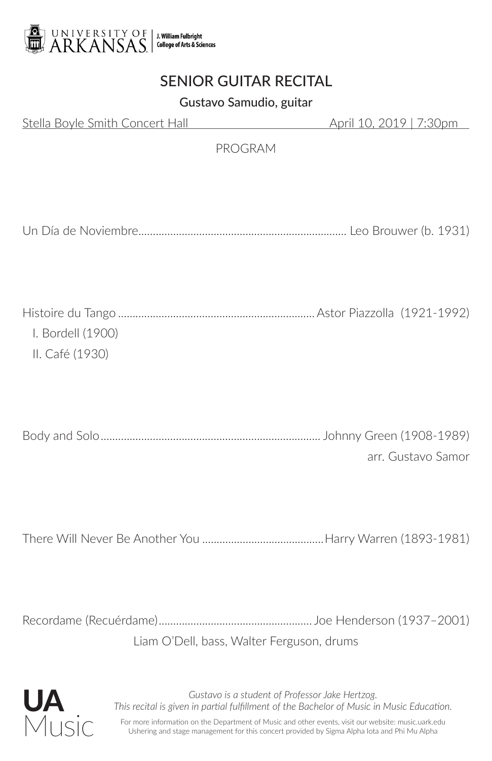UNIVERSITY OF ARKANSAS | J. William Fulbright College of Arts & Sciences

# SENIOR GUITAR RECITAL

## Gustavo Samudio, guitar

Stella Boyle Smith Concert Hall — April 10, 2019 | 7:30pm

PROGRAM

Un Día de Noviembre........................................................................ Leo Brouwer (b. 1931)

Histoire du Tango .................................................................... Astor Piazzolla (1921-1992)

I. Bordell (1900)

II. Café (1930)

Body and Solo............................................................................ Johnny Green (1908-1989)

arr. Gustavo Samor

There Will Never Be Another You ..........................................Harry Warren (1893-1981)

Recordame (Recuérdame)....................................................Joe Henderson (1937–2001)

Liam O'Dell, bass, Walter Ferguson, drums

UA Music

*Gustavo is a student of Professor Jake Hertzog.*
*This recital is given in partial fulfillment of the Bachelor of Music in Music Education.*

For more information on the Department of Music and other events, visit our website: music.uark.edu
Ushering and stage management for this concert provided by Sigma Alpha Iota and Phi Mu Alpha